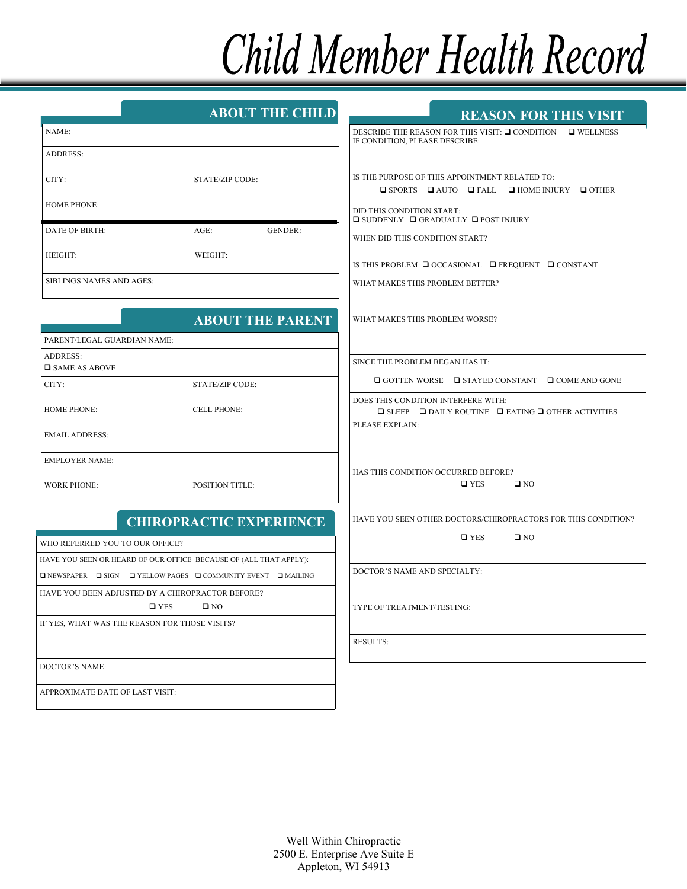# Child Member Health Record

## ABOUT THE CHILD

| NAME: | |
|---|---|
| ADDRESS: | |
| CITY: | STATE/ZIP CODE: |
| HOME PHONE: | |
| DATE OF BIRTH: | AGE: GENDER: |
| HEIGHT: | WEIGHT: |
| SIBLINGS NAMES AND AGES: | |

## ABOUT THE PARENT

| PARENT/LEGAL GUARDIAN NAME: | |
|---|---|
| ADDRESS: ❑ SAME AS ABOVE | |
| CITY: | STATE/ZIP CODE: |
| HOME PHONE: | CELL PHONE: |
| EMAIL ADDRESS: | |
| EMPLOYER NAME: | |
| WORK PHONE: | POSITION TITLE: |

## CHIROPRACTIC EXPERIENCE

WHO REFERRED YOU TO OUR OFFICE?

HAVE YOU SEEN OR HEARD OF OUR OFFICE BECAUSE OF (ALL THAT APPLY):
❑ NEWSPAPER ❑ SIGN ❑ YELLOW PAGES ❑ COMMUNITY EVENT ❑ MAILING

HAVE YOU BEEN ADJUSTED BY A CHIROPRACTOR BEFORE?
❑ YES ❑ NO

IF YES, WHAT WAS THE REASON FOR THOSE VISITS?

DOCTOR'S NAME:

APPROXIMATE DATE OF LAST VISIT:

## REASON FOR THIS VISIT

DESCRIBE THE REASON FOR THIS VISIT: ❑ CONDITION ❑ WELLNESS
IF CONDITION, PLEASE DESCRIBE:

IS THE PURPOSE OF THIS APPOINTMENT RELATED TO:
❑ SPORTS ❑ AUTO ❑ FALL ❑ HOME INJURY ❑ OTHER

DID THIS CONDITION START:
❑ SUDDENLY ❑ GRADUALLY ❑ POST INJURY

WHEN DID THIS CONDITION START?

IS THIS PROBLEM: ❑ OCCASIONAL ❑ FREQUENT ❑ CONSTANT

WHAT MAKES THIS PROBLEM BETTER?

WHAT MAKES THIS PROBLEM WORSE?

SINCE THE PROBLEM BEGAN HAS IT:
❑ GOTTEN WORSE ❑ STAYED CONSTANT ❑ COME AND GONE

DOES THIS CONDITION INTERFERE WITH:
❑ SLEEP ❑ DAILY ROUTINE ❑ EATING ❑ OTHER ACTIVITIES
PLEASE EXPLAIN:

HAS THIS CONDITION OCCURRED BEFORE?
❑ YES ❑ NO

HAVE YOU SEEN OTHER DOCTORS/CHIROPRACTORS FOR THIS CONDITION?
❑ YES ❑ NO

DOCTOR'S NAME AND SPECIALTY:

TYPE OF TREATMENT/TESTING:

RESULTS:

Well Within Chiropractic
2500 E. Enterprise Ave Suite E
Appleton, WI 54913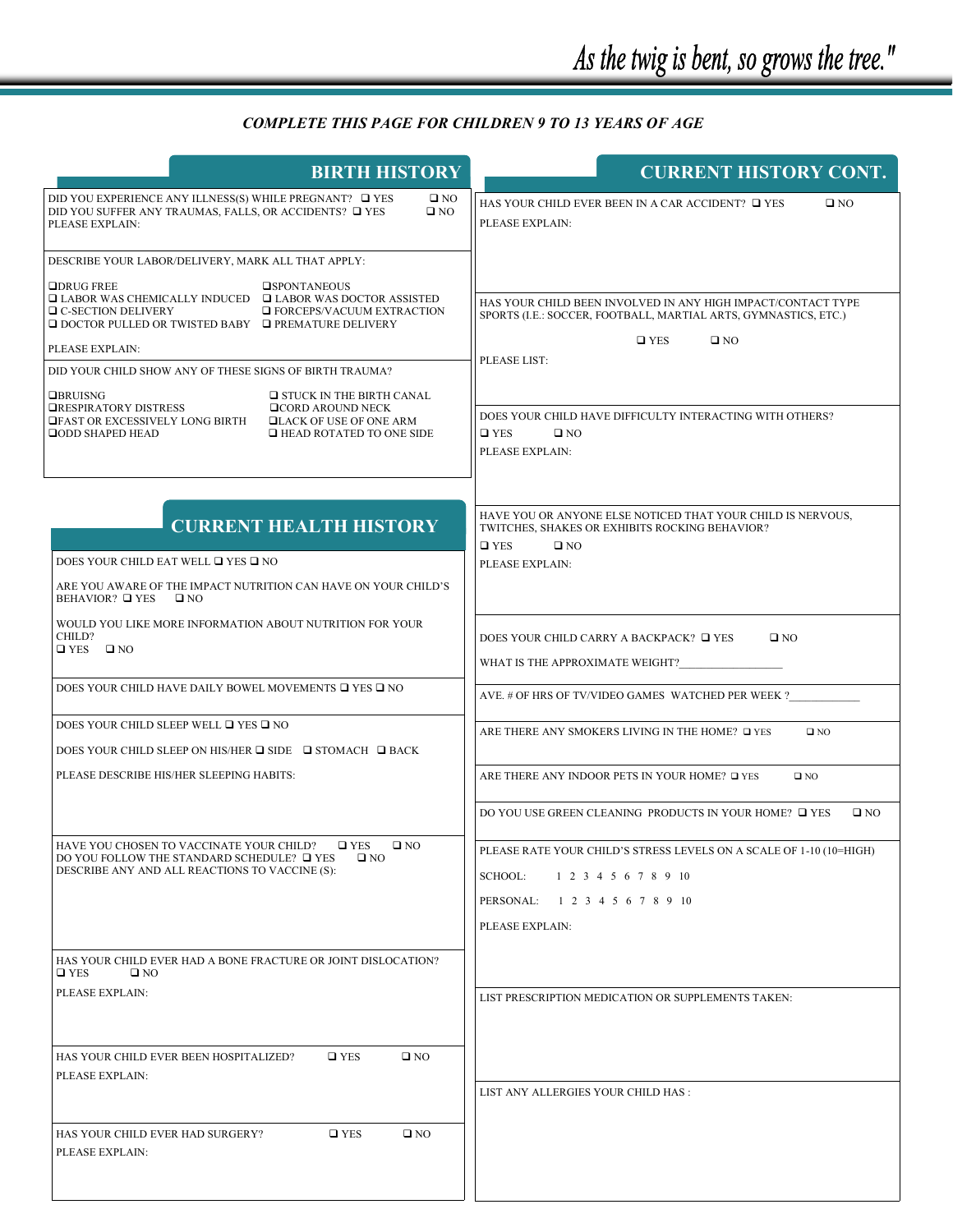*As the twig is bent, so grows the tree."*

***COMPLETE THIS PAGE FOR CHILDREN 9 TO 13 YEARS OF AGE***

## BIRTH HISTORY

DID YOU EXPERIENCE ANY ILLNESS(S) WHILE PREGNANT? ❑ YES ❑ NO
DID YOU SUFFER ANY TRAUMAS, FALLS, OR ACCIDENTS? ❑ YES ❑ NO
PLEASE EXPLAIN:

DESCRIBE YOUR LABOR/DELIVERY, MARK ALL THAT APPLY:

❑DRUG FREE
❑SPONTANEOUS
❑ LABOR WAS CHEMICALLY INDUCED
❑ LABOR WAS DOCTOR ASSISTED
❑ C-SECTION DELIVERY
❑ FORCEPS/VACUUM EXTRACTION
❑ DOCTOR PULLED OR TWISTED BABY
❑ PREMATURE DELIVERY

PLEASE EXPLAIN:

DID YOUR CHILD SHOW ANY OF THESE SIGNS OF BIRTH TRAUMA?

❑BRUISNG
❑ STUCK IN THE BIRTH CANAL
❑RESPIRATORY DISTRESS
❑CORD AROUND NECK
❑FAST OR EXCESSIVELY LONG BIRTH
❑LACK OF USE OF ONE ARM
❑ODD SHAPED HEAD
❑ HEAD ROTATED TO ONE SIDE

## CURRENT HEALTH HISTORY

DOES YOUR CHILD EAT WELL ❑ YES ❑ NO

ARE YOU AWARE OF THE IMPACT NUTRITION CAN HAVE ON YOUR CHILD'S BEHAVIOR? ❑ YES ❑ NO

WOULD YOU LIKE MORE INFORMATION ABOUT NUTRITION FOR YOUR CHILD?
❑ YES ❑ NO

DOES YOUR CHILD HAVE DAILY BOWEL MOVEMENTS ❑ YES ❑ NO

DOES YOUR CHILD SLEEP WELL ❑ YES ❑ NO

DOES YOUR CHILD SLEEP ON HIS/HER ❑ SIDE ❑ STOMACH ❑ BACK

PLEASE DESCRIBE HIS/HER SLEEPING HABITS:

HAVE YOU CHOSEN TO VACCINATE YOUR CHILD? ❑ YES ❑ NO
DO YOU FOLLOW THE STANDARD SCHEDULE? ❑ YES ❑ NO
DESCRIBE ANY AND ALL REACTIONS TO VACCINE (S):

HAS YOUR CHILD EVER HAD A BONE FRACTURE OR JOINT DISLOCATION?
❑ YES ❑ NO

PLEASE EXPLAIN:

HAS YOUR CHILD EVER BEEN HOSPITALIZED? ❑ YES ❑ NO

PLEASE EXPLAIN:

HAS YOUR CHILD EVER HAD SURGERY? ❑ YES ❑ NO

PLEASE EXPLAIN:

## CURRENT HISTORY CONT.

HAS YOUR CHILD EVER BEEN IN A CAR ACCIDENT? ❑ YES ❑ NO

PLEASE EXPLAIN:

HAS YOUR CHILD BEEN INVOLVED IN ANY HIGH IMPACT/CONTACT TYPE SPORTS (I.E.: SOCCER, FOOTBALL, MARTIAL ARTS, GYMNASTICS, ETC.)

❑ YES ❑ NO

PLEASE LIST:

DOES YOUR CHILD HAVE DIFFICULTY INTERACTING WITH OTHERS?
❑ YES ❑ NO

PLEASE EXPLAIN:

HAVE YOU OR ANYONE ELSE NOTICED THAT YOUR CHILD IS NERVOUS, TWITCHES, SHAKES OR EXHIBITS ROCKING BEHAVIOR?
❑ YES ❑ NO

PLEASE EXPLAIN:

DOES YOUR CHILD CARRY A BACKPACK? ❑ YES ❑ NO

WHAT IS THE APPROXIMATE WEIGHT?__________________

AVE. # OF HRS OF TV/VIDEO GAMES WATCHED PER WEEK ?____________

ARE THERE ANY SMOKERS LIVING IN THE HOME? ❑ YES ❑ NO

ARE THERE ANY INDOOR PETS IN YOUR HOME? ❑ YES ❑ NO

DO YOU USE GREEN CLEANING PRODUCTS IN YOUR HOME? ❑ YES ❑ NO

PLEASE RATE YOUR CHILD'S STRESS LEVELS ON A SCALE OF 1-10 (10=HIGH)

SCHOOL: 1 2 3 4 5 6 7 8 9 10

PERSONAL: 1 2 3 4 5 6 7 8 9 10

PLEASE EXPLAIN:

LIST PRESCRIPTION MEDICATION OR SUPPLEMENTS TAKEN:

LIST ANY ALLERGIES YOUR CHILD HAS :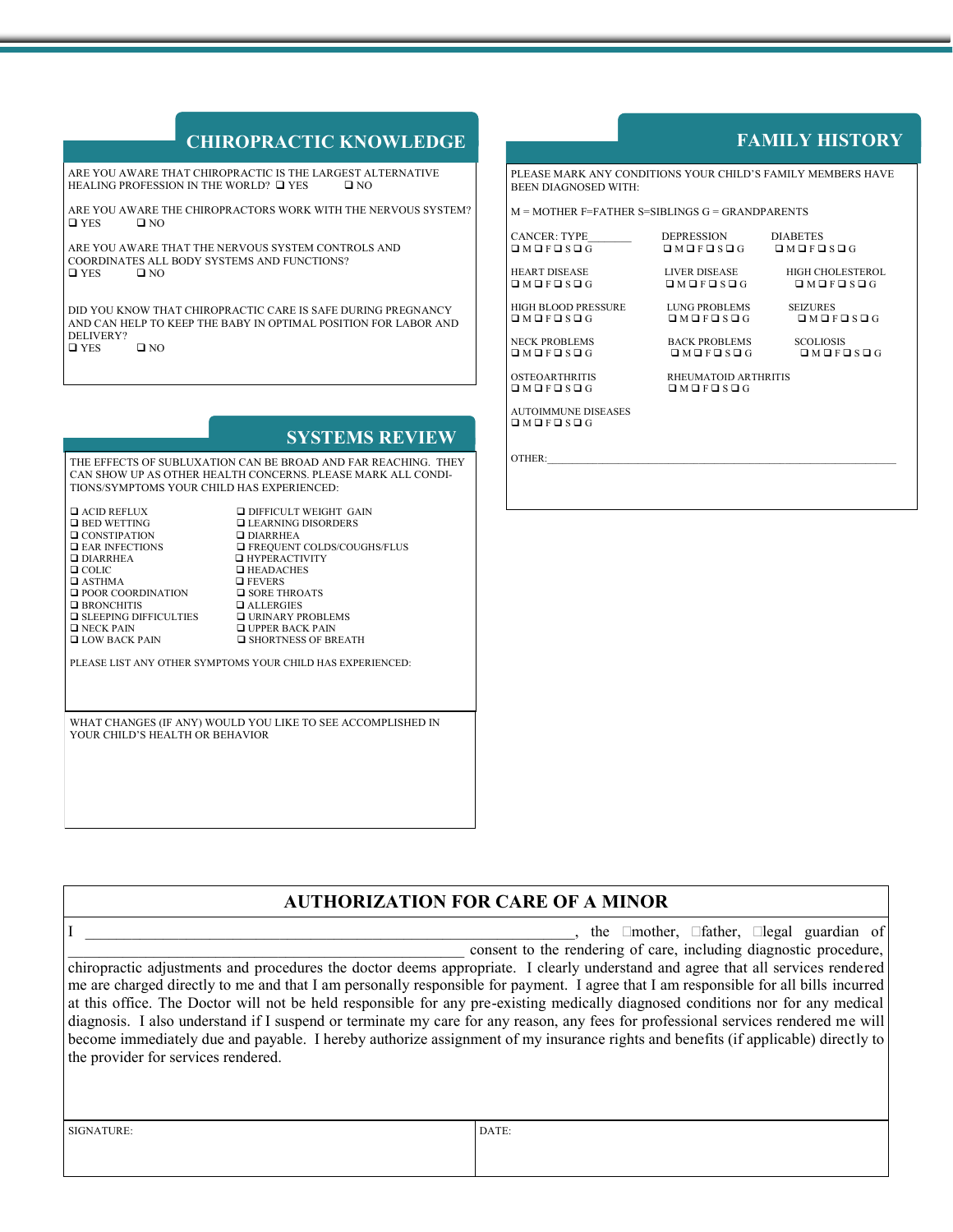## CHIROPRACTIC KNOWLEDGE

ARE YOU AWARE THAT CHIROPRACTIC IS THE LARGEST ALTERNATIVE HEALING PROFESSION IN THE WORLD? ❑ YES ❑ NO

ARE YOU AWARE THE CHIROPRACTORS WORK WITH THE NERVOUS SYSTEM?
❑ YES ❑ NO

ARE YOU AWARE THAT THE NERVOUS SYSTEM CONTROLS AND COORDINATES ALL BODY SYSTEMS AND FUNCTIONS?
❑ YES ❑ NO

DID YOU KNOW THAT CHIROPRACTIC CARE IS SAFE DURING PREGNANCY AND CAN HELP TO KEEP THE BABY IN OPTIMAL POSITION FOR LABOR AND DELIVERY?
❑ YES ❑ NO

## SYSTEMS REVIEW

THE EFFECTS OF SUBLUXATION CAN BE BROAD AND FAR REACHING. THEY CAN SHOW UP AS OTHER HEALTH CONCERNS. PLEASE MARK ALL CONDITIONS/SYMPTOMS YOUR CHILD HAS EXPERIENCED:

| | |
|---|---|
| ❑ ACID REFLUX | ❑ DIFFICULT WEIGHT GAIN |
| ❑ BED WETTING | ❑ LEARNING DISORDERS |
| ❑ CONSTIPATION | ❑ DIARRHEA |
| ❑ EAR INFECTIONS | ❑ FREQUENT COLDS/COUGHS/FLUS |
| ❑ DIARRHEA | ❑ HYPERACTIVITY |
| ❑ COLIC | ❑ HEADACHES |
| ❑ ASTHMA | ❑ FEVERS |
| ❑ POOR COORDINATION | ❑ SORE THROATS |
| ❑ BRONCHITIS | ❑ ALLERGIES |
| ❑ SLEEPING DIFFICULTIES | ❑ URINARY PROBLEMS |
| ❑ NECK PAIN | ❑ UPPER BACK PAIN |
| ❑ LOW BACK PAIN | ❑ SHORTNESS OF BREATH |

PLEASE LIST ANY OTHER SYMPTOMS YOUR CHILD HAS EXPERIENCED:

WHAT CHANGES (IF ANY) WOULD YOU LIKE TO SEE ACCOMPLISHED IN YOUR CHILD'S HEALTH OR BEHAVIOR

## FAMILY HISTORY

PLEASE MARK ANY CONDITIONS YOUR CHILD'S FAMILY MEMBERS HAVE BEEN DIAGNOSED WITH:

M = MOTHER F=FATHER S=SIBLINGS G = GRANDPARENTS

| | | |
|---|---|---|
| CANCER: TYPE________ ❑ M ❑ F ❑ S ❑ G | DEPRESSION ❑ M ❑ F ❑ S ❑ G | DIABETES ❑ M ❑ F ❑ S ❑ G |
| HEART DISEASE ❑ M ❑ F ❑ S ❑ G | LIVER DISEASE ❑ M ❑ F ❑ S ❑ G | HIGH CHOLESTEROL ❑ M ❑ F ❑ S ❑ G |
| HIGH BLOOD PRESSURE ❑ M ❑ F ❑ S ❑ G | LUNG PROBLEMS ❑ M ❑ F ❑ S ❑ G | SEIZURES ❑ M ❑ F ❑ S ❑ G |
| NECK PROBLEMS ❑ M ❑ F ❑ S ❑ G | BACK PROBLEMS ❑ M ❑ F ❑ S ❑ G | SCOLIOSIS ❑ M ❑ F ❑ S ❑ G |
| OSTEOARTHRITIS ❑ M ❑ F ❑ S ❑ G | RHEUMATOID ARTHRITIS ❑ M ❑ F ❑ S ❑ G | |
| AUTOIMMUNE DISEASES ❑ M ❑ F ❑ S ❑ G | | |

OTHER:________________________________________________________________

## AUTHORIZATION FOR CARE OF A MINOR

I _________________________________________________________________, the ❑mother, ❑father, ❑legal guardian of ______________________________________________________ consent to the rendering of care, including diagnostic procedure, chiropractic adjustments and procedures the doctor deems appropriate. I clearly understand and agree that all services rendered me are charged directly to me and that I am personally responsible for payment. I agree that I am responsible for all bills incurred at this office. The Doctor will not be held responsible for any pre-existing medically diagnosed conditions nor for any medical diagnosis. I also understand if I suspend or terminate my care for any reason, any fees for professional services rendered me will become immediately due and payable. I hereby authorize assignment of my insurance rights and benefits (if applicable) directly to the provider for services rendered.

| SIGNATURE: | DATE: |
|---|---|
| | |